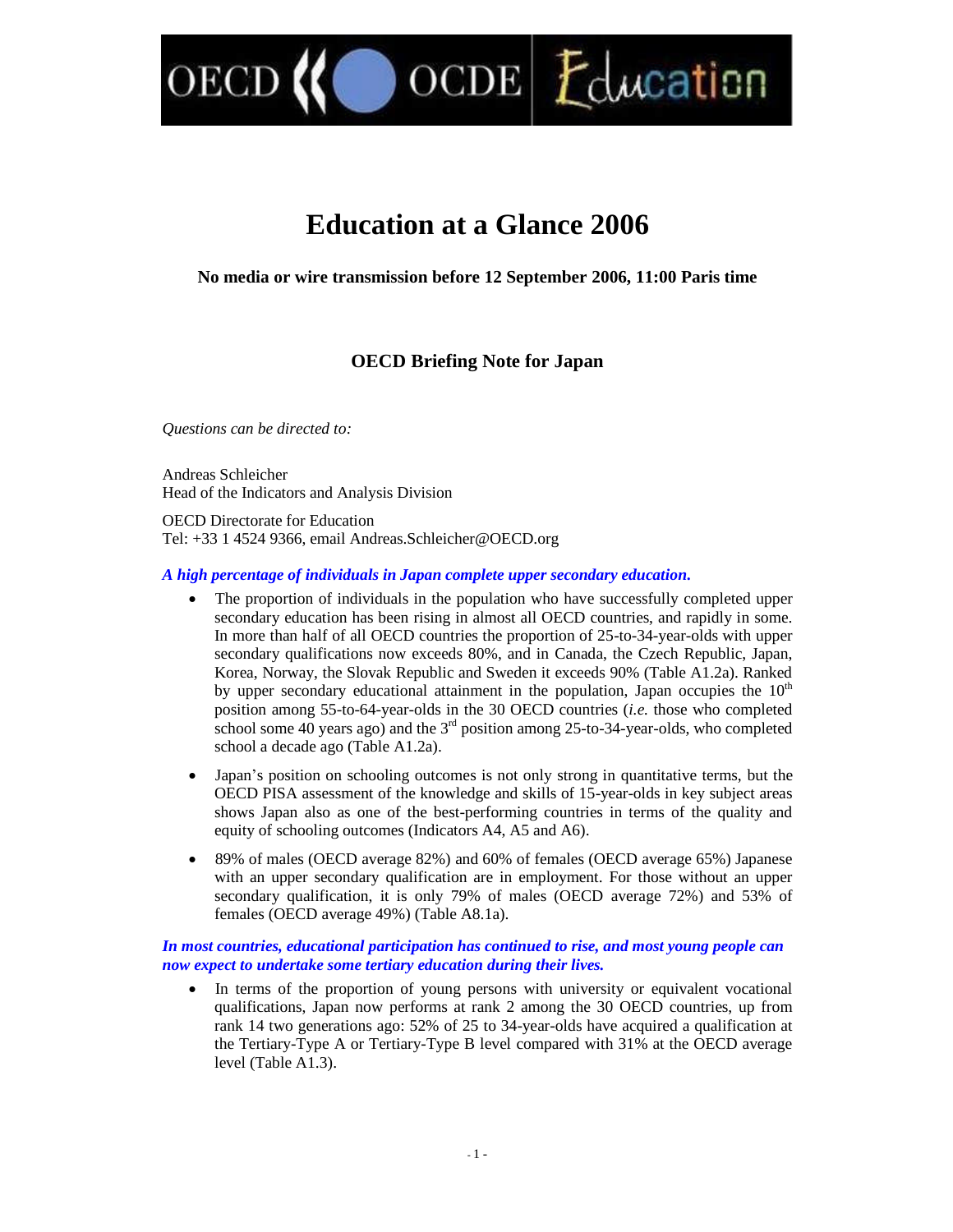OECD OCDE Education

# Education at a Glance 2006

**No media or wire transmission before 12 September 2006, 11:00 Paris time**

## OECD Briefing Note for Japan

*Questions can be directed to:*

Andreas Schleicher
Head of the Indicators and Analysis Division

OECD Directorate for Education
Tel: +33 1 4524 9366, email Andreas.Schleicher@OECD.org

***A high percentage of individuals in Japan complete upper secondary education.***

- The proportion of individuals in the population who have successfully completed upper secondary education has been rising in almost all OECD countries, and rapidly in some. In more than half of all OECD countries the proportion of 25-to-34-year-olds with upper secondary qualifications now exceeds 80%, and in Canada, the Czech Republic, Japan, Korea, Norway, the Slovak Republic and Sweden it exceeds 90% (Table A1.2a). Ranked by upper secondary educational attainment in the population, Japan occupies the 10th position among 55-to-64-year-olds in the 30 OECD countries (*i.e.* those who completed school some 40 years ago) and the 3rd position among 25-to-34-year-olds, who completed school a decade ago (Table A1.2a).
- Japan's position on schooling outcomes is not only strong in quantitative terms, but the OECD PISA assessment of the knowledge and skills of 15-year-olds in key subject areas shows Japan also as one of the best-performing countries in terms of the quality and equity of schooling outcomes (Indicators A4, A5 and A6).
- 89% of males (OECD average 82%) and 60% of females (OECD average 65%) Japanese with an upper secondary qualification are in employment. For those without an upper secondary qualification, it is only 79% of males (OECD average 72%) and 53% of females (OECD average 49%) (Table A8.1a).

***In most countries, educational participation has continued to rise, and most young people can now expect to undertake some tertiary education during their lives.***

- In terms of the proportion of young persons with university or equivalent vocational qualifications, Japan now performs at rank 2 among the 30 OECD countries, up from rank 14 two generations ago: 52% of 25 to 34-year-olds have acquired a qualification at the Tertiary-Type A or Tertiary-Type B level compared with 31% at the OECD average level (Table A1.3).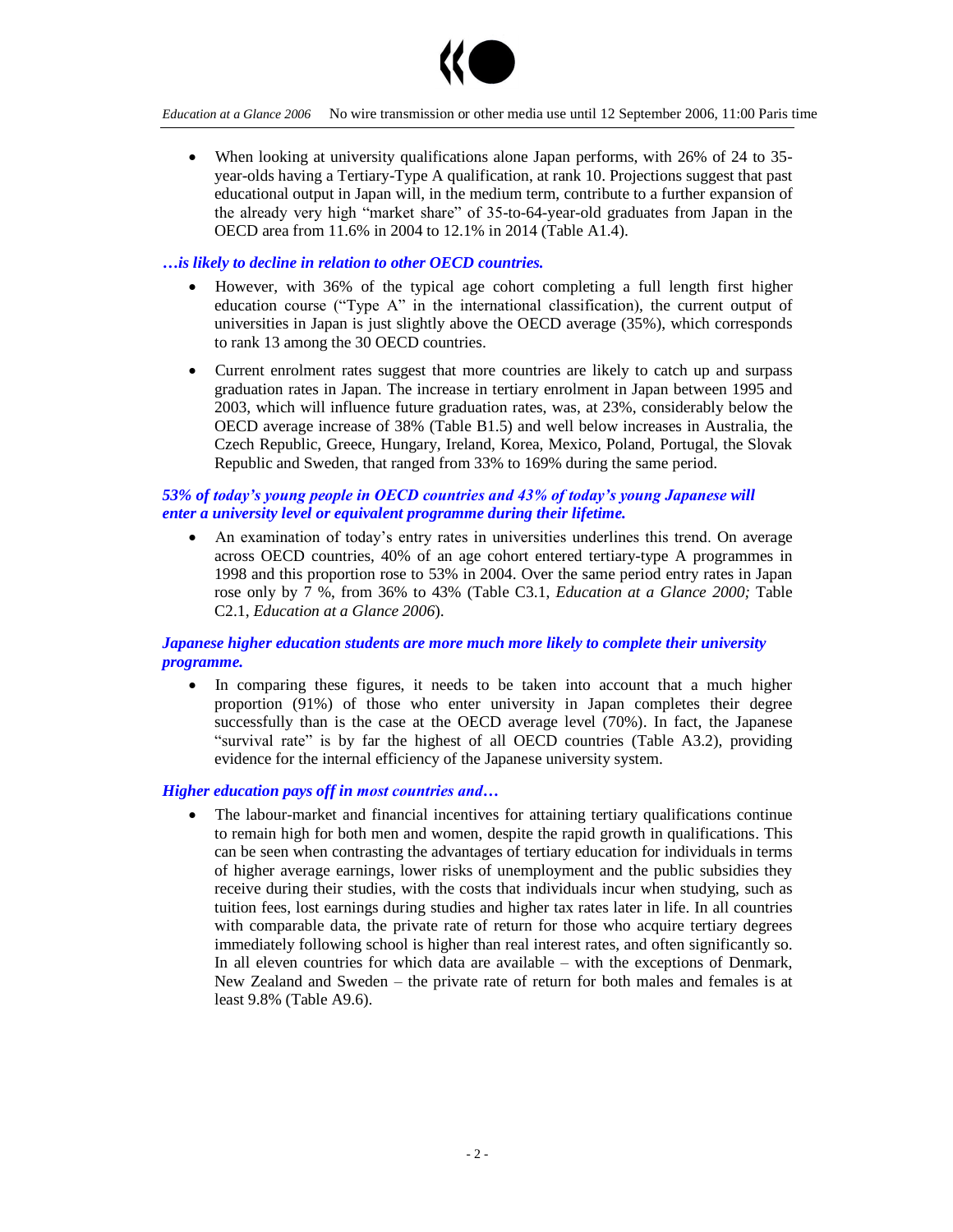- When looking at university qualifications alone Japan performs, with 26% of 24 to 35-year-olds having a Tertiary-Type A qualification, at rank 10. Projections suggest that past educational output in Japan will, in the medium term, contribute to a further expansion of the already very high "market share" of 35-to-64-year-old graduates from Japan in the OECD area from 11.6% in 2004 to 12.1% in 2014 (Table A1.4).

***…is likely to decline in relation to other OECD countries.***

- However, with 36% of the typical age cohort completing a full length first higher education course ("Type A" in the international classification), the current output of universities in Japan is just slightly above the OECD average (35%), which corresponds to rank 13 among the 30 OECD countries.
- Current enrolment rates suggest that more countries are likely to catch up and surpass graduation rates in Japan. The increase in tertiary enrolment in Japan between 1995 and 2003, which will influence future graduation rates, was, at 23%, considerably below the OECD average increase of 38% (Table B1.5) and well below increases in Australia, the Czech Republic, Greece, Hungary, Ireland, Korea, Mexico, Poland, Portugal, the Slovak Republic and Sweden, that ranged from 33% to 169% during the same period.

***53% of today's young people in OECD countries and 43% of today's young Japanese will enter a university level or equivalent programme during their lifetime.***

- An examination of today's entry rates in universities underlines this trend. On average across OECD countries, 40% of an age cohort entered tertiary-type A programmes in 1998 and this proportion rose to 53% in 2004. Over the same period entry rates in Japan rose only by 7 %, from 36% to 43% (Table C3.1, *Education at a Glance 2000;* Table C2.1, *Education at a Glance 2006*).

***Japanese higher education students are more much more likely to complete their university programme.***

- In comparing these figures, it needs to be taken into account that a much higher proportion (91%) of those who enter university in Japan completes their degree successfully than is the case at the OECD average level (70%). In fact, the Japanese "survival rate" is by far the highest of all OECD countries (Table A3.2), providing evidence for the internal efficiency of the Japanese university system.

***Higher education pays off in most countries and…***

- The labour-market and financial incentives for attaining tertiary qualifications continue to remain high for both men and women, despite the rapid growth in qualifications. This can be seen when contrasting the advantages of tertiary education for individuals in terms of higher average earnings, lower risks of unemployment and the public subsidies they receive during their studies, with the costs that individuals incur when studying, such as tuition fees, lost earnings during studies and higher tax rates later in life. In all countries with comparable data, the private rate of return for those who acquire tertiary degrees immediately following school is higher than real interest rates, and often significantly so. In all eleven countries for which data are available – with the exceptions of Denmark, New Zealand and Sweden – the private rate of return for both males and females is at least 9.8% (Table A9.6).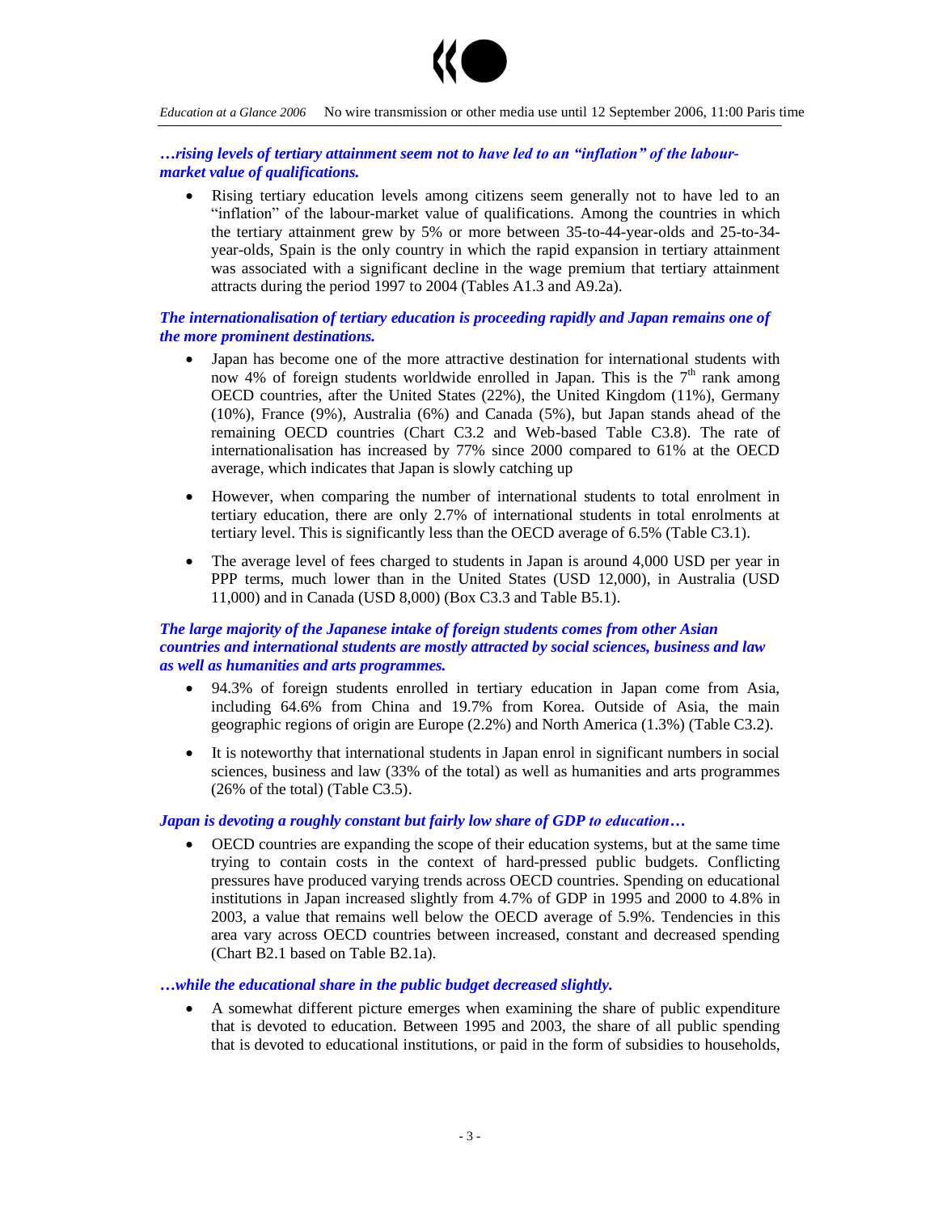***…rising levels of tertiary attainment seem not to have led to an "inflation" of the labour-market value of qualifications.***

- Rising tertiary education levels among citizens seem generally not to have led to an "inflation" of the labour-market value of qualifications. Among the countries in which the tertiary attainment grew by 5% or more between 35-to-44-year-olds and 25-to-34-year-olds, Spain is the only country in which the rapid expansion in tertiary attainment was associated with a significant decline in the wage premium that tertiary attainment attracts during the period 1997 to 2004 (Tables A1.3 and A9.2a).

***The internationalisation of tertiary education is proceeding rapidly and Japan remains one of the more prominent destinations.***

- Japan has become one of the more attractive destination for international students with now 4% of foreign students worldwide enrolled in Japan. This is the 7th rank among OECD countries, after the United States (22%), the United Kingdom (11%), Germany (10%), France (9%), Australia (6%) and Canada (5%), but Japan stands ahead of the remaining OECD countries (Chart C3.2 and Web-based Table C3.8). The rate of internationalisation has increased by 77% since 2000 compared to 61% at the OECD average, which indicates that Japan is slowly catching up

- However, when comparing the number of international students to total enrolment in tertiary education, there are only 2.7% of international students in total enrolments at tertiary level. This is significantly less than the OECD average of 6.5% (Table C3.1).

- The average level of fees charged to students in Japan is around 4,000 USD per year in PPP terms, much lower than in the United States (USD 12,000), in Australia (USD 11,000) and in Canada (USD 8,000) (Box C3.3 and Table B5.1).

***The large majority of the Japanese intake of foreign students comes from other Asian countries and international students are mostly attracted by social sciences, business and law as well as humanities and arts programmes.***

- 94.3% of foreign students enrolled in tertiary education in Japan come from Asia, including 64.6% from China and 19.7% from Korea. Outside of Asia, the main geographic regions of origin are Europe (2.2%) and North America (1.3%) (Table C3.2).

- It is noteworthy that international students in Japan enrol in significant numbers in social sciences, business and law (33% of the total) as well as humanities and arts programmes (26% of the total) (Table C3.5).

***Japan is devoting a roughly constant but fairly low share of GDP to education…***

- OECD countries are expanding the scope of their education systems, but at the same time trying to contain costs in the context of hard-pressed public budgets. Conflicting pressures have produced varying trends across OECD countries. Spending on educational institutions in Japan increased slightly from 4.7% of GDP in 1995 and 2000 to 4.8% in 2003, a value that remains well below the OECD average of 5.9%. Tendencies in this area vary across OECD countries between increased, constant and decreased spending (Chart B2.1 based on Table B2.1a).

***…while the educational share in the public budget decreased slightly.***

- A somewhat different picture emerges when examining the share of public expenditure that is devoted to education. Between 1995 and 2003, the share of all public spending that is devoted to educational institutions, or paid in the form of subsidies to households,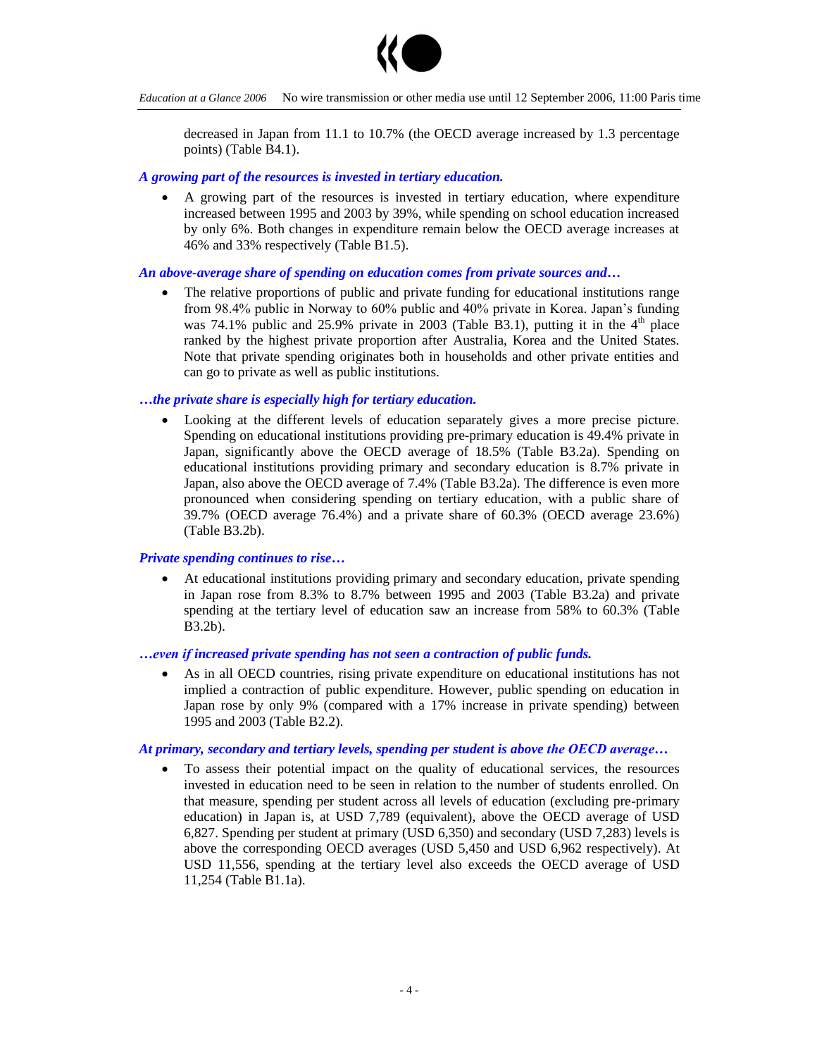decreased in Japan from 11.1 to 10.7% (the OECD average increased by 1.3 percentage points) (Table B4.1).

*A growing part of the resources is invested in tertiary education.*

- A growing part of the resources is invested in tertiary education, where expenditure increased between 1995 and 2003 by 39%, while spending on school education increased by only 6%. Both changes in expenditure remain below the OECD average increases at 46% and 33% respectively (Table B1.5).

*An above-average share of spending on education comes from private sources and…*

- The relative proportions of public and private funding for educational institutions range from 98.4% public in Norway to 60% public and 40% private in Korea. Japan's funding was 74.1% public and 25.9% private in 2003 (Table B3.1), putting it in the 4th place ranked by the highest private proportion after Australia, Korea and the United States. Note that private spending originates both in households and other private entities and can go to private as well as public institutions.

*…the private share is especially high for tertiary education.*

- Looking at the different levels of education separately gives a more precise picture. Spending on educational institutions providing pre-primary education is 49.4% private in Japan, significantly above the OECD average of 18.5% (Table B3.2a). Spending on educational institutions providing primary and secondary education is 8.7% private in Japan, also above the OECD average of 7.4% (Table B3.2a). The difference is even more pronounced when considering spending on tertiary education, with a public share of 39.7% (OECD average 76.4%) and a private share of 60.3% (OECD average 23.6%) (Table B3.2b).

*Private spending continues to rise…*

- At educational institutions providing primary and secondary education, private spending in Japan rose from 8.3% to 8.7% between 1995 and 2003 (Table B3.2a) and private spending at the tertiary level of education saw an increase from 58% to 60.3% (Table B3.2b).

*…even if increased private spending has not seen a contraction of public funds.*

- As in all OECD countries, rising private expenditure on educational institutions has not implied a contraction of public expenditure. However, public spending on education in Japan rose by only 9% (compared with a 17% increase in private spending) between 1995 and 2003 (Table B2.2).

*At primary, secondary and tertiary levels, spending per student is above the OECD average…*

- To assess their potential impact on the quality of educational services, the resources invested in education need to be seen in relation to the number of students enrolled. On that measure, spending per student across all levels of education (excluding pre-primary education) in Japan is, at USD 7,789 (equivalent), above the OECD average of USD 6,827. Spending per student at primary (USD 6,350) and secondary (USD 7,283) levels is above the corresponding OECD averages (USD 5,450 and USD 6,962 respectively). At USD 11,556, spending at the tertiary level also exceeds the OECD average of USD 11,254 (Table B1.1a).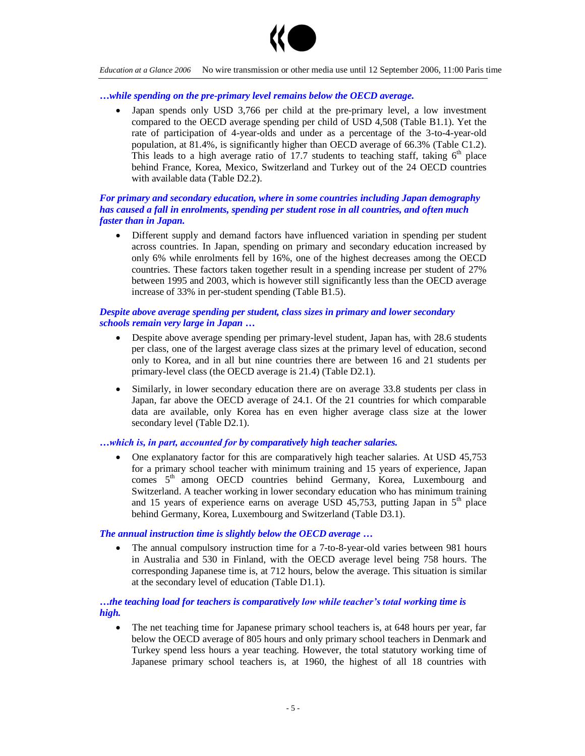***…while spending on the pre-primary level remains below the OECD average.***

- Japan spends only USD 3,766 per child at the pre-primary level, a low investment compared to the OECD average spending per child of USD 4,508 (Table B1.1). Yet the rate of participation of 4-year-olds and under as a percentage of the 3-to-4-year-old population, at 81.4%, is significantly higher than OECD average of 66.3% (Table C1.2). This leads to a high average ratio of 17.7 students to teaching staff, taking 6th place behind France, Korea, Mexico, Switzerland and Turkey out of the 24 OECD countries with available data (Table D2.2).

***For primary and secondary education, where in some countries including Japan demography has caused a fall in enrolments, spending per student rose in all countries, and often much faster than in Japan.***

- Different supply and demand factors have influenced variation in spending per student across countries. In Japan, spending on primary and secondary education increased by only 6% while enrolments fell by 16%, one of the highest decreases among the OECD countries. These factors taken together result in a spending increase per student of 27% between 1995 and 2003, which is however still significantly less than the OECD average increase of 33% in per-student spending (Table B1.5).

***Despite above average spending per student, class sizes in primary and lower secondary schools remain very large in Japan …***

- Despite above average spending per primary-level student, Japan has, with 28.6 students per class, one of the largest average class sizes at the primary level of education, second only to Korea, and in all but nine countries there are between 16 and 21 students per primary-level class (the OECD average is 21.4) (Table D2.1).

- Similarly, in lower secondary education there are on average 33.8 students per class in Japan, far above the OECD average of 24.1. Of the 21 countries for which comparable data are available, only Korea has en even higher average class size at the lower secondary level (Table D2.1).

***…which is, in part, accounted for by comparatively high teacher salaries.***

- One explanatory factor for this are comparatively high teacher salaries. At USD 45,753 for a primary school teacher with minimum training and 15 years of experience, Japan comes 5th among OECD countries behind Germany, Korea, Luxembourg and Switzerland. A teacher working in lower secondary education who has minimum training and 15 years of experience earns on average USD 45,753, putting Japan in 5th place behind Germany, Korea, Luxembourg and Switzerland (Table D3.1).

***The annual instruction time is slightly below the OECD average …***

- The annual compulsory instruction time for a 7-to-8-year-old varies between 981 hours in Australia and 530 in Finland, with the OECD average level being 758 hours. The corresponding Japanese time is, at 712 hours, below the average. This situation is similar at the secondary level of education (Table D1.1).

***…the teaching load for teachers is comparatively low while teacher's total working time is high.***

- The net teaching time for Japanese primary school teachers is, at 648 hours per year, far below the OECD average of 805 hours and only primary school teachers in Denmark and Turkey spend less hours a year teaching. However, the total statutory working time of Japanese primary school teachers is, at 1960, the highest of all 18 countries with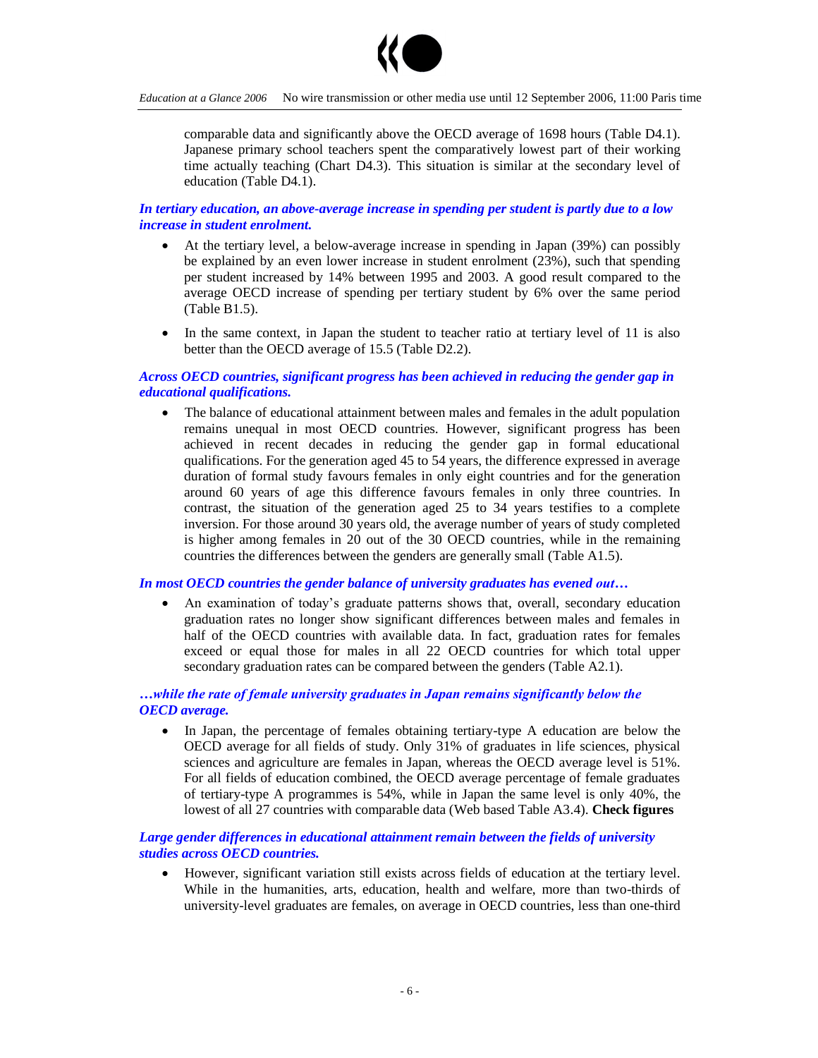comparable data and significantly above the OECD average of 1698 hours (Table D4.1). Japanese primary school teachers spent the comparatively lowest part of their working time actually teaching (Chart D4.3). This situation is similar at the secondary level of education (Table D4.1).

***In tertiary education, an above-average increase in spending per student is partly due to a low increase in student enrolment.***

- At the tertiary level, a below-average increase in spending in Japan (39%) can possibly be explained by an even lower increase in student enrolment (23%), such that spending per student increased by 14% between 1995 and 2003. A good result compared to the average OECD increase of spending per tertiary student by 6% over the same period (Table B1.5).
- In the same context, in Japan the student to teacher ratio at tertiary level of 11 is also better than the OECD average of 15.5 (Table D2.2).

***Across OECD countries, significant progress has been achieved in reducing the gender gap in educational qualifications.***

- The balance of educational attainment between males and females in the adult population remains unequal in most OECD countries. However, significant progress has been achieved in recent decades in reducing the gender gap in formal educational qualifications. For the generation aged 45 to 54 years, the difference expressed in average duration of formal study favours females in only eight countries and for the generation around 60 years of age this difference favours females in only three countries. In contrast, the situation of the generation aged 25 to 34 years testifies to a complete inversion. For those around 30 years old, the average number of years of study completed is higher among females in 20 out of the 30 OECD countries, while in the remaining countries the differences between the genders are generally small (Table A1.5).

***In most OECD countries the gender balance of university graduates has evened out…***

- An examination of today's graduate patterns shows that, overall, secondary education graduation rates no longer show significant differences between males and females in half of the OECD countries with available data. In fact, graduation rates for females exceed or equal those for males in all 22 OECD countries for which total upper secondary graduation rates can be compared between the genders (Table A2.1).

***…while the rate of female university graduates in Japan remains significantly below the OECD average.***

- In Japan, the percentage of females obtaining tertiary-type A education are below the OECD average for all fields of study. Only 31% of graduates in life sciences, physical sciences and agriculture are females in Japan, whereas the OECD average level is 51%. For all fields of education combined, the OECD average percentage of female graduates of tertiary-type A programmes is 54%, while in Japan the same level is only 40%, the lowest of all 27 countries with comparable data (Web based Table A3.4). **Check figures**

***Large gender differences in educational attainment remain between the fields of university studies across OECD countries.***

- However, significant variation still exists across fields of education at the tertiary level. While in the humanities, arts, education, health and welfare, more than two-thirds of university-level graduates are females, on average in OECD countries, less than one-third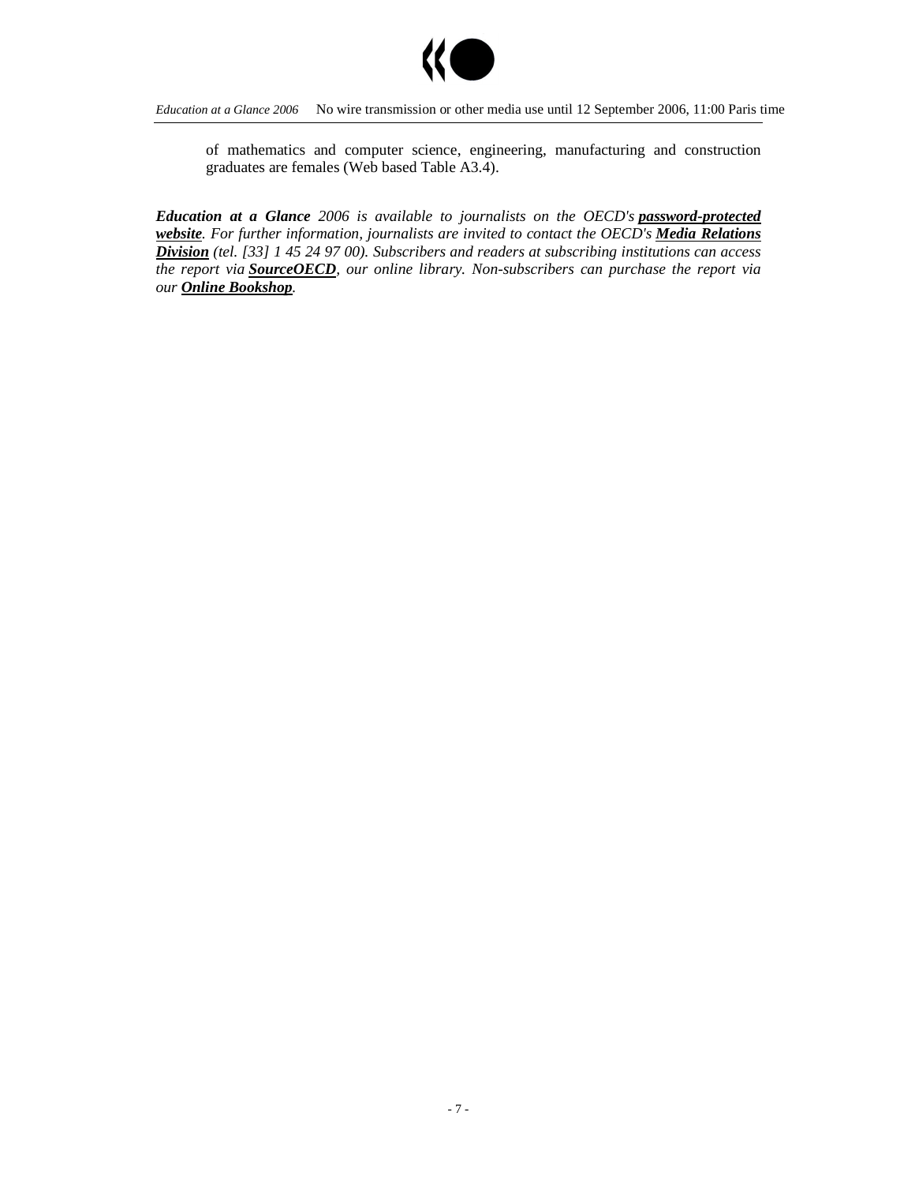of mathematics and computer science, engineering, manufacturing and construction graduates are females (Web based Table A3.4).

***Education at a Glance*** *2006 is available to journalists on the OECD's* ***password-protected website****. For further information, journalists are invited to contact the OECD's* ***Media Relations Division*** *(tel. [33] 1 45 24 97 00). Subscribers and readers at subscribing institutions can access the report via* ***SourceOECD****, our online library. Non-subscribers can purchase the report via our* ***Online Bookshop****.*